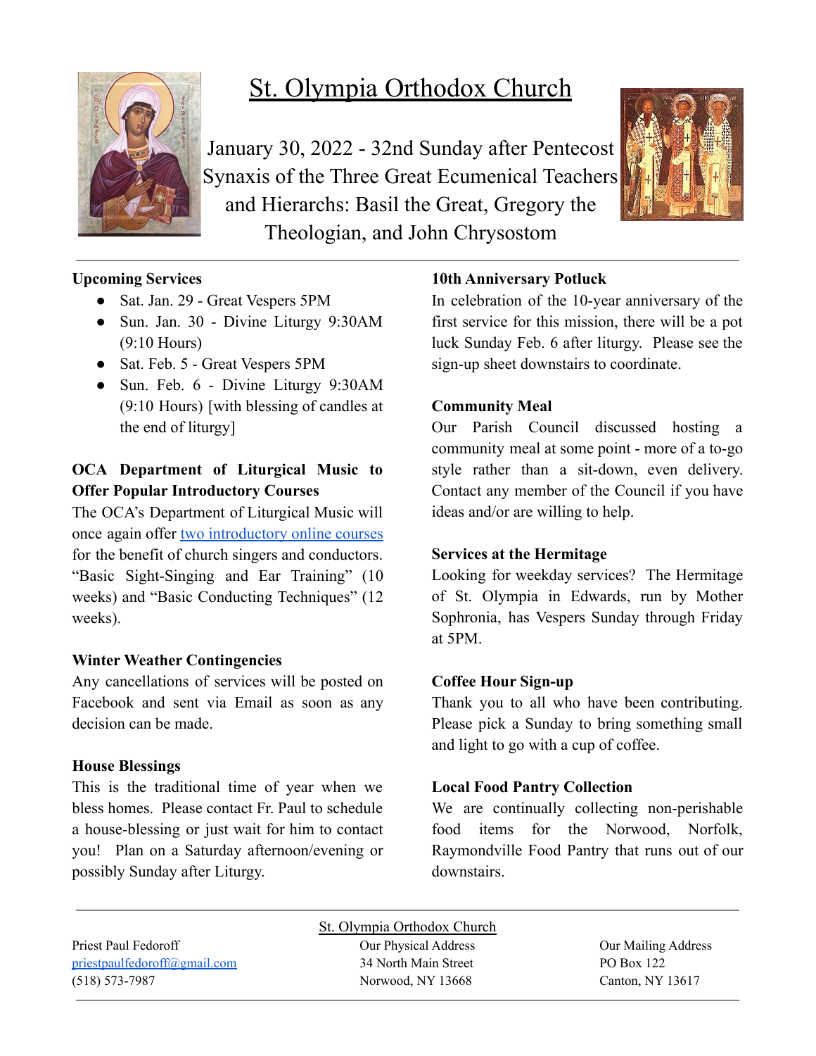# St. Olympia Orthodox Church

January 30, 2022 - 32nd Sunday after Pentecost
Synaxis of the Three Great Ecumenical Teachers and Hierarchs: Basil the Great, Gregory the Theologian, and John Chrysostom

**Upcoming Services**

- Sat. Jan. 29 - Great Vespers 5PM
- Sun. Jan. 30 - Divine Liturgy 9:30AM (9:10 Hours)
- Sat. Feb. 5 - Great Vespers 5PM
- Sun. Feb. 6 - Divine Liturgy 9:30AM (9:10 Hours) [with blessing of candles at the end of liturgy]

**OCA Department of Liturgical Music to Offer Popular Introductory Courses**

The OCA's Department of Liturgical Music will once again offer two introductory online courses for the benefit of church singers and conductors. "Basic Sight-Singing and Ear Training" (10 weeks) and "Basic Conducting Techniques" (12 weeks).

**Winter Weather Contingencies**

Any cancellations of services will be posted on Facebook and sent via Email as soon as any decision can be made.

**House Blessings**

This is the traditional time of year when we bless homes. Please contact Fr. Paul to schedule a house-blessing or just wait for him to contact you! Plan on a Saturday afternoon/evening or possibly Sunday after Liturgy.

**10th Anniversary Potluck**

In celebration of the 10-year anniversary of the first service for this mission, there will be a pot luck Sunday Feb. 6 after liturgy. Please see the sign-up sheet downstairs to coordinate.

**Community Meal**

Our Parish Council discussed hosting a community meal at some point - more of a to-go style rather than a sit-down, even delivery. Contact any member of the Council if you have ideas and/or are willing to help.

**Services at the Hermitage**

Looking for weekday services? The Hermitage of St. Olympia in Edwards, run by Mother Sophronia, has Vespers Sunday through Friday at 5PM.

**Coffee Hour Sign-up**

Thank you to all who have been contributing. Please pick a Sunday to bring something small and light to go with a cup of coffee.

**Local Food Pantry Collection**

We are continually collecting non-perishable food items for the Norwood, Norfolk, Raymondville Food Pantry that runs out of our downstairs.

---

St. Olympia Orthodox Church

Priest Paul Fedoroff
priestpaulfedoroff@gmail.com
(518) 573-7987

Our Physical Address
34 North Main Street
Norwood, NY 13668

Our Mailing Address
PO Box 122
Canton, NY 13617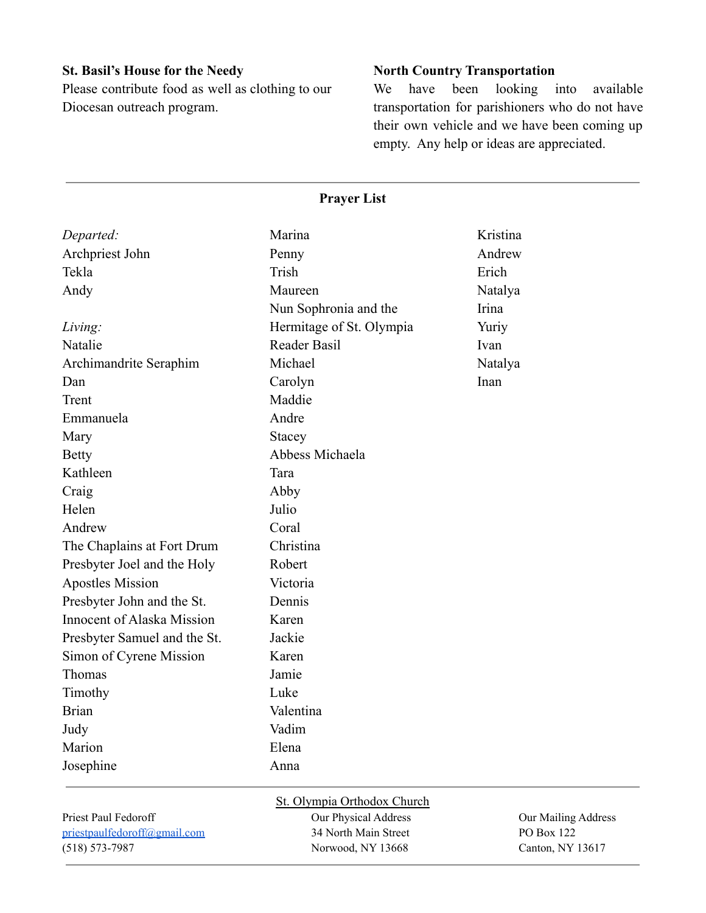**St. Basil's House for the Needy**

Please contribute food as well as clothing to our Diocesan outreach program.

**North Country Transportation**

We have been looking into available transportation for parishioners who do not have their own vehicle and we have been coming up empty. Any help or ideas are appreciated.

---

## Prayer List

*Departed:*

Archpriest John
Tekla
Andy

*Living:*

Natalie
Archimandrite Seraphim
Dan
Trent
Emmanuela
Mary
Betty
Kathleen
Craig
Helen
Andrew
The Chaplains at Fort Drum
Presbyter Joel and the Holy Apostles Mission
Presbyter John and the St. Innocent of Alaska Mission
Presbyter Samuel and the St. Simon of Cyrene Mission
Thomas
Timothy
Brian
Judy
Marion
Josephine
Marina
Penny
Trish
Maureen
Nun Sophronia and the Hermitage of St. Olympia
Reader Basil
Michael
Carolyn
Maddie
Andre
Stacey
Abbess Michaela
Tara
Abby
Julio
Coral
Christina
Robert
Victoria
Dennis
Karen
Jackie
Karen
Jamie
Luke
Valentina
Vadim
Elena
Anna
Kristina
Andrew
Erich
Natalya
Irina
Yuriy
Ivan
Natalya
Inan

---

St. Olympia Orthodox Church

Priest Paul Fedoroff
priestpaulfedoroff@gmail.com
(518) 573-7987

Our Physical Address
34 North Main Street
Norwood, NY 13668

Our Mailing Address
PO Box 122
Canton, NY 13617